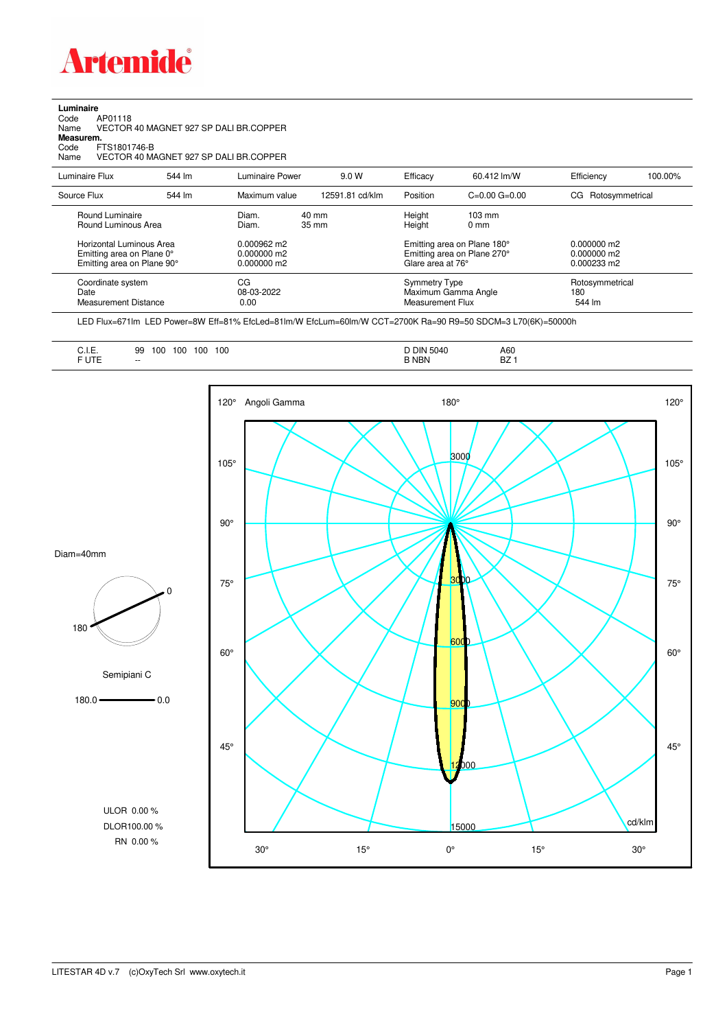**Artemide**

**Luminaire**

Code AP01118
Name VECTOR 40 MAGNET 927 SP DALI BR.COPPER

**Measurem.**

Code FTS1801746-B
Name VECTOR 40 MAGNET 927 SP DALI BR.COPPER

| Luminaire Flux | 544 lm | Luminaire Power | 9.0 W | Efficacy | 60.412 lm/W | Efficiency | 100.00% |
|---|---|---|---|---|---|---|---|
| Source Flux | 544 lm | Maximum value | 12591.81 cd/klm | Position | C=0.00 G=0.00 | CG | Rotosymmetrical |

| | | | | |
|---|---|---|---|---|
| Round Luminaire | Diam. 40 mm | Height | 103 mm | |
| Round Luminous Area | Diam. 35 mm | Height | 0 mm | |
| Horizontal Luminous Area | 0.000962 m2 | Emitting area on Plane 180° | | 0.000000 m2 |
| Emitting area on Plane 0° | 0.000000 m2 | Emitting area on Plane 270° | | 0.000000 m2 |
| Emitting area on Plane 90° | 0.000000 m2 | Glare area at 76° | | 0.000233 m2 |
| Coordinate system | CG | Symmetry Type | | Rotosymmetrical |
| Date | 08-03-2022 | Maximum Gamma Angle | | 180 |
| Measurement Distance | 0.00 | Measurement Flux | | 544 lm |

LED Flux=671lm LED Power=8W Eff=81% EfcLed=81lm/W EfcLum=60lm/W CCT=2700K Ra=90 R9=50 SDCM=3 L70(6K)=50000h

| | | | |
|---|---|---|---|
| C.I.E. | 99 100 100 100 100 | D DIN 5040 | A60 |
| F UTE | -- | B NBN | BZ 1 |

Diam=40mm

Semipiani C

180.0 — 0.0

ULOR 0.00 %
DLOR 100.00 %
RN 0.00 %

Angoli Gamma

cd/klm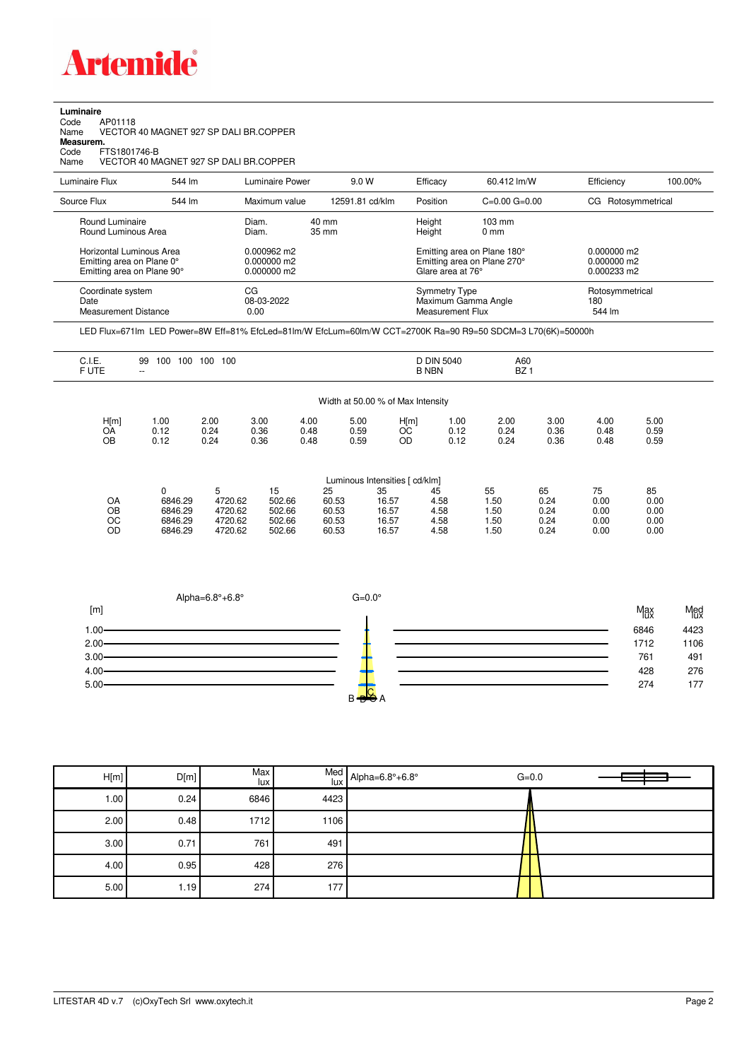**Artemide**

**Luminaire**
Code AP01118
Name VECTOR 40 MAGNET 927 SP DALI BR.COPPER
**Measurem.**
Code FTS1801746-B
Name VECTOR 40 MAGNET 927 SP DALI BR.COPPER

| | | | | | | | |
|---|---|---|---|---|---|---|---|
| Luminaire Flux | 544 lm | Luminaire Power | 9.0 W | Efficacy | 60.412 lm/W | Efficiency | 100.00% |
| Source Flux | 544 lm | Maximum value | 12591.81 cd/klm | Position | C=0.00 G=0.00 | CG Rotosymmetrical | |

| | | | | | |
|---|---|---|---|---|---|
| Round Luminaire | Diam. 40 mm | | Height 103 mm | | |
| Round Luminous Area | Diam. 35 mm | | Height 0 mm | | |
| Horizontal Luminous Area | 0.000962 m2 | | Emitting area on Plane 180° | | 0.000000 m2 |
| Emitting area on Plane 0° | 0.000000 m2 | | Emitting area on Plane 270° | | 0.000000 m2 |
| Emitting area on Plane 90° | 0.000000 m2 | | Glare area at 76° | | 0.000233 m2 |

| | | | |
|---|---|---|---|
| Coordinate system | CG | Symmetry Type | Rotosymmetrical |
| Date | 08-03-2022 | Maximum Gamma Angle | 180 |
| Measurement Distance | 0.00 | Measurement Flux | 544 lm |

LED Flux=671lm LED Power=8W Eff=81% EfcLed=81lm/W EfcLum=60lm/W CCT=2700K Ra=90 R9=50 SDCM=3 L70(6K)=50000h

| | | | |
|---|---|---|---|
| C.I.E. | 99 100 100 100 100 | D DIN 5040 | A60 |
| F UTE | -- | B NBN | BZ 1 |

Width at 50.00 % of Max Intensity

| H[m] | 1.00 | 2.00 | 3.00 | 4.00 | 5.00 | H[m] | 1.00 | 2.00 | 3.00 | 4.00 | 5.00 |
|---|---|---|---|---|---|---|---|---|---|---|---|
| OA | 0.12 | 0.24 | 0.36 | 0.48 | 0.59 | OC | 0.12 | 0.24 | 0.36 | 0.48 | 0.59 |
| OB | 0.12 | 0.24 | 0.36 | 0.48 | 0.59 | OD | 0.12 | 0.24 | 0.36 | 0.48 | 0.59 |

Luminous Intensities [ cd/klm]

| | 0 | 5 | 15 | 25 | 35 | 45 | 55 | 65 | 75 | 85 |
|---|---|---|---|---|---|---|---|---|---|---|
| OA | 6846.29 | 4720.62 | 502.66 | 60.53 | 16.57 | 4.58 | 1.50 | 0.24 | 0.00 | 0.00 |
| OB | 6846.29 | 4720.62 | 502.66 | 60.53 | 16.57 | 4.58 | 1.50 | 0.24 | 0.00 | 0.00 |
| OC | 6846.29 | 4720.62 | 502.66 | 60.53 | 16.57 | 4.58 | 1.50 | 0.24 | 0.00 | 0.00 |
| OD | 6846.29 | 4720.62 | 502.66 | 60.53 | 16.57 | 4.58 | 1.50 | 0.24 | 0.00 | 0.00 |

Alpha=6.8°+6.8°
G=0.0°
[m]
Max lux
Med lux
1.00 6846 4423
2.00 1712 1106
3.00 761 491
4.00 428 276
5.00 274 177
B D C A

| H[m] | D[m] | Max lux | Med lux | Alpha=6.8°+6.8° G=0.0 |
|---|---|---|---|---|
| 1.00 | 0.24 | 6846 | 4423 | |
| 2.00 | 0.48 | 1712 | 1106 | |
| 3.00 | 0.71 | 761 | 491 | |
| 4.00 | 0.95 | 428 | 276 | |
| 5.00 | 1.19 | 274 | 177 | |

LITESTAR 4D v.7 (c)OxyTech Srl www.oxytech.it